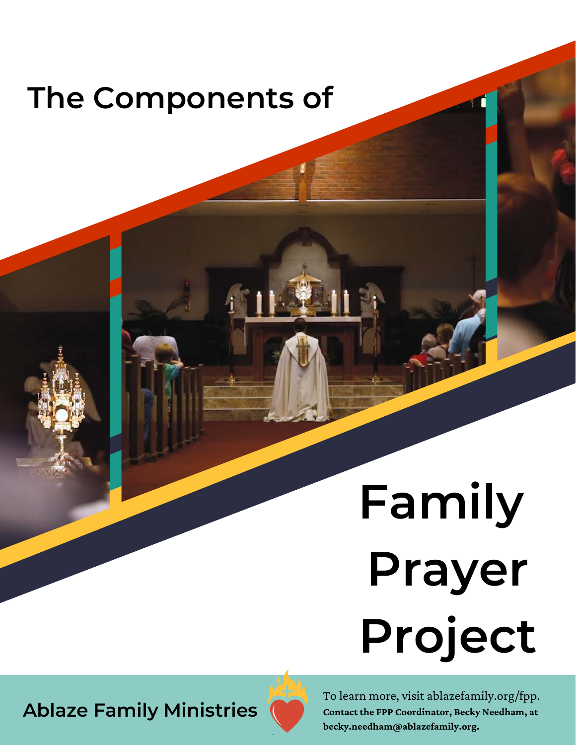# The Components of Family Prayer Project

**Ablaze Family Ministries**

To learn more, visit ablazefamily.org/fpp.
**Contact the FPP Coordinator, Becky Needham, at becky.needham@ablazefamily.org.**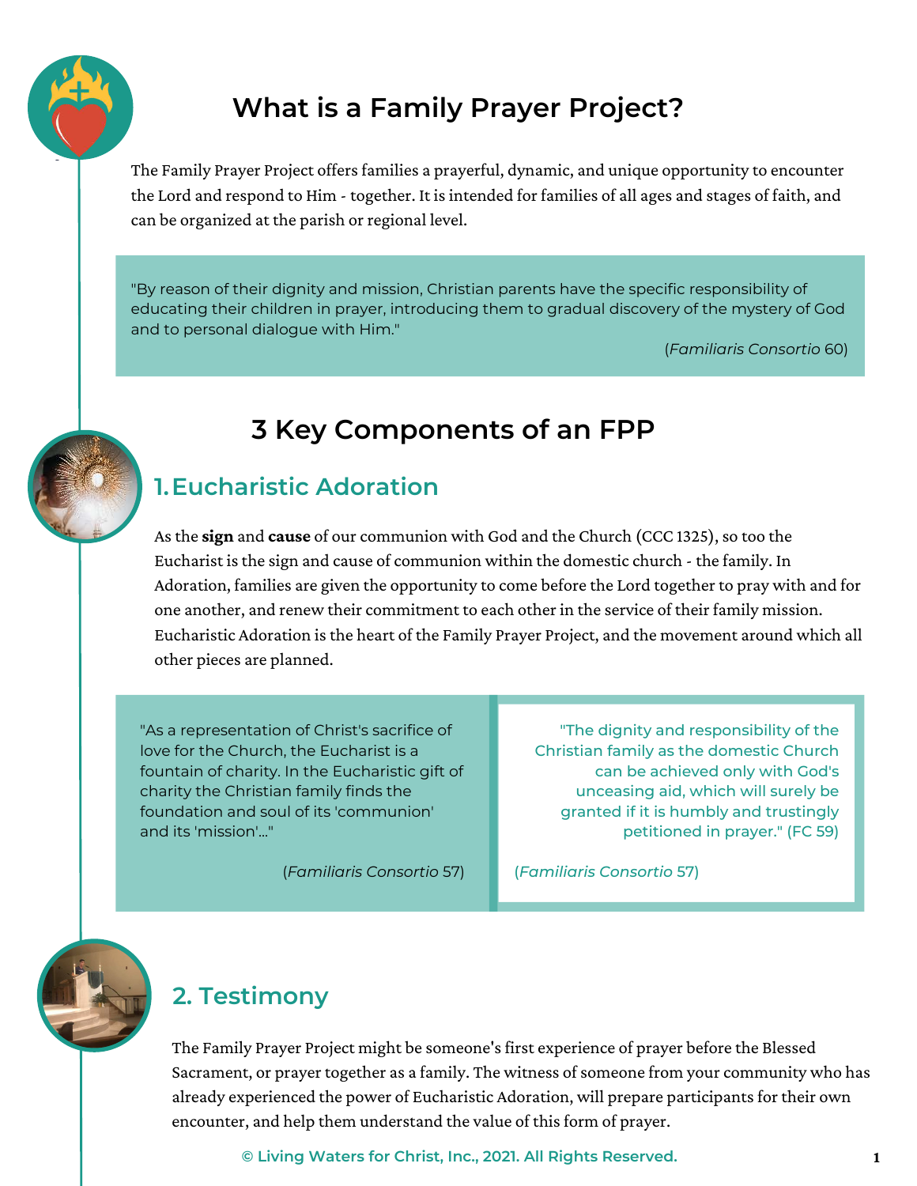# What is a Family Prayer Project?

The Family Prayer Project offers families a prayerful, dynamic, and unique opportunity to encounter the Lord and respond to Him - together. It is intended for families of all ages and stages of faith, and can be organized at the parish or regional level.

> "By reason of their dignity and mission, Christian parents have the specific responsibility of educating their children in prayer, introducing them to gradual discovery of the mystery of God and to personal dialogue with Him."
>
> (*Familiaris Consortio* 60)

## 3 Key Components of an FPP

### 1. Eucharistic Adoration

As the **sign** and **cause** of our communion with God and the Church (CCC 1325), so too the Eucharist is the sign and cause of communion within the domestic church - the family. In Adoration, families are given the opportunity to come before the Lord together to pray with and for one another, and renew their commitment to each other in the service of their family mission. Eucharistic Adoration is the heart of the Family Prayer Project, and the movement around which all other pieces are planned.

> "As a representation of Christ's sacrifice of love for the Church, the Eucharist is a fountain of charity. In the Eucharistic gift of charity the Christian family finds the foundation and soul of its 'communion' and its 'mission'..."
>
> (*Familiaris Consortio* 57)

> "The dignity and responsibility of the Christian family as the domestic Church can be achieved only with God's unceasing aid, which will surely be granted if it is humbly and trustingly petitioned in prayer." (FC 59)
>
> (*Familiaris Consortio* 57)

### 2. Testimony

The Family Prayer Project might be someone's first experience of prayer before the Blessed Sacrament, or prayer together as a family. The witness of someone from your community who has already experienced the power of Eucharistic Adoration, will prepare participants for their own encounter, and help them understand the value of this form of prayer.

© Living Waters for Christ, Inc., 2021. All Rights Reserved.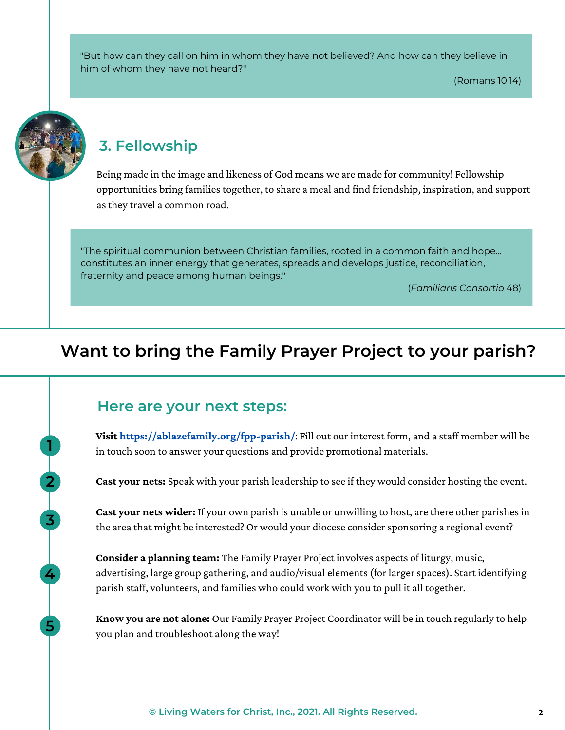> "But how can they call on him in whom they have not believed? And how can they believe in him of whom they have not heard?"
>
> (Romans 10:14)

### 3. Fellowship

Being made in the image and likeness of God means we are made for community! Fellowship opportunities bring families together, to share a meal and find friendship, inspiration, and support as they travel a common road.

> "The spiritual communion between Christian families, rooted in a common faith and hope... constitutes an inner energy that generates, spreads and develops justice, reconciliation, fraternity and peace among human beings."
>
> (*Familiaris Consortio* 48)

## Want to bring the Family Prayer Project to your parish?

### Here are your next steps:

1. **Visit https://ablazefamily.org/fpp-parish/**: Fill out our interest form, and a staff member will be in touch soon to answer your questions and provide promotional materials.

2. **Cast your nets:** Speak with your parish leadership to see if they would consider hosting the event.

3. **Cast your nets wider:** If your own parish is unable or unwilling to host, are there other parishes in the area that might be interested? Or would your diocese consider sponsoring a regional event?

4. **Consider a planning team:** The Family Prayer Project involves aspects of liturgy, music, advertising, large group gathering, and audio/visual elements (for larger spaces). Start identifying parish staff, volunteers, and families who could work with you to pull it all together.

5. **Know you are not alone:** Our Family Prayer Project Coordinator will be in touch regularly to help you plan and troubleshoot along the way!

© Living Waters for Christ, Inc., 2021. All Rights Reserved.